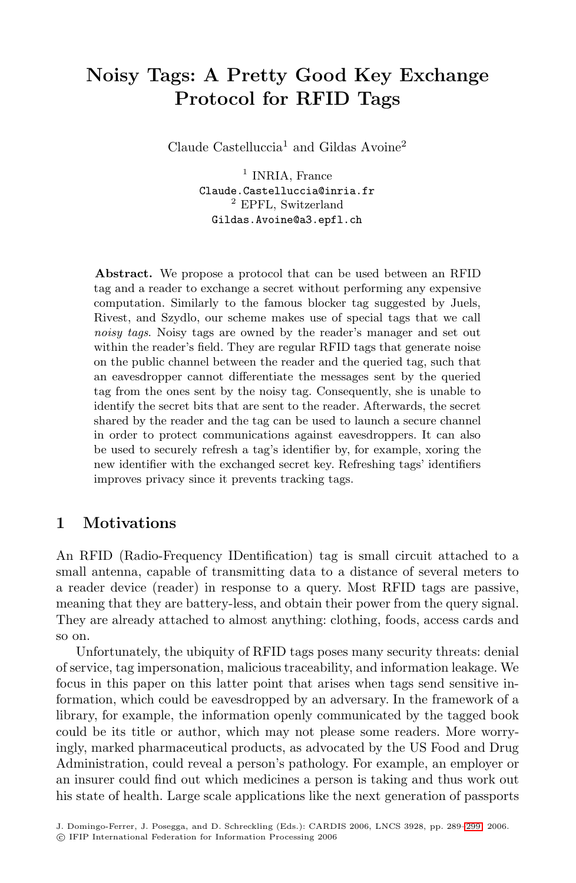# Noisy Tags: A Pretty Good Key Exchange Protocol for RFID Tags

Claude Castelluccia[1] and Gildas Avoine[2]

[1] INRIA, France
Claude.Castelluccia@inria.fr
[2] EPFL, Switzerland
Gildas.Avoine@a3.epfl.ch

**Abstract.** We propose a protocol that can be used between an RFID tag and a reader to exchange a secret without performing any expensive computation. Similarly to the famous blocker tag suggested by Juels, Rivest, and Szydlo, our scheme makes use of special tags that we call *noisy tags*. Noisy tags are owned by the reader's manager and set out within the reader's field. They are regular RFID tags that generate noise on the public channel between the reader and the queried tag, such that an eavesdropper cannot differentiate the messages sent by the queried tag from the ones sent by the noisy tag. Consequently, she is unable to identify the secret bits that are sent to the reader. Afterwards, the secret shared by the reader and the tag can be used to launch a secure channel in order to protect communications against eavesdroppers. It can also be used to securely refresh a tag's identifier by, for example, xoring the new identifier with the exchanged secret key. Refreshing tags' identifiers improves privacy since it prevents tracking tags.

## 1 Motivations

An RFID (Radio-Frequency IDentification) tag is small circuit attached to a small antenna, capable of transmitting data to a distance of several meters to a reader device (reader) in response to a query. Most RFID tags are passive, meaning that they are battery-less, and obtain their power from the query signal. They are already attached to almost anything: clothing, foods, access cards and so on.

Unfortunately, the ubiquity of RFID tags poses many security threats: denial of service, tag impersonation, malicious traceability, and information leakage. We focus in this paper on this latter point that arises when tags send sensitive information, which could be eavesdropped by an adversary. In the framework of a library, for example, the information openly communicated by the tagged book could be its title or author, which may not please some readers. More worryingly, marked pharmaceutical products, as advocated by the US Food and Drug Administration, could reveal a person's pathology. For example, an employer or an insurer could find out which medicines a person is taking and thus work out his state of health. Large scale applications like the next generation of passports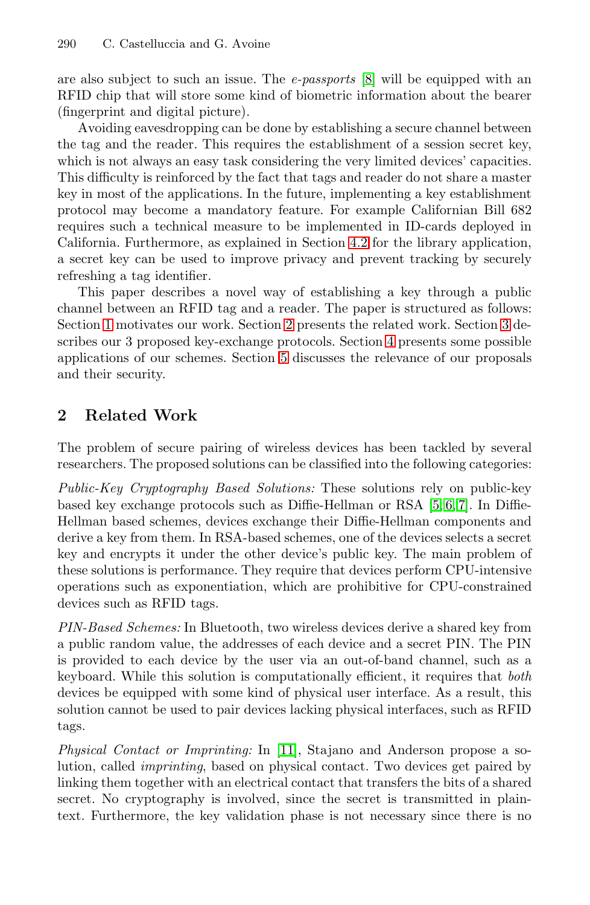are also subject to such an issue. The *e-passports* [8] will be equipped with an RFID chip that will store some kind of biometric information about the bearer (fingerprint and digital picture).

Avoiding eavesdropping can be done by establishing a secure channel between the tag and the reader. This requires the establishment of a session secret key, which is not always an easy task considering the very limited devices' capacities. This difficulty is reinforced by the fact that tags and reader do not share a master key in most of the applications. In the future, implementing a key establishment protocol may become a mandatory feature. For example Californian Bill 682 requires such a technical measure to be implemented in ID-cards deployed in California. Furthermore, as explained in Section 4.2 for the library application, a secret key can be used to improve privacy and prevent tracking by securely refreshing a tag identifier.

This paper describes a novel way of establishing a key through a public channel between an RFID tag and a reader. The paper is structured as follows: Section 1 motivates our work. Section 2 presents the related work. Section 3 describes our 3 proposed key-exchange protocols. Section 4 presents some possible applications of our schemes. Section 5 discusses the relevance of our proposals and their security.

## 2 Related Work

The problem of secure pairing of wireless devices has been tackled by several researchers. The proposed solutions can be classified into the following categories:

*Public-Key Cryptography Based Solutions:* These solutions rely on public-key based key exchange protocols such as Diffie-Hellman or RSA [5,6,7]. In Diffie-Hellman based schemes, devices exchange their Diffie-Hellman components and derive a key from them. In RSA-based schemes, one of the devices selects a secret key and encrypts it under the other device's public key. The main problem of these solutions is performance. They require that devices perform CPU-intensive operations such as exponentiation, which are prohibitive for CPU-constrained devices such as RFID tags.

*PIN-Based Schemes:* In Bluetooth, two wireless devices derive a shared key from a public random value, the addresses of each device and a secret PIN. The PIN is provided to each device by the user via an out-of-band channel, such as a keyboard. While this solution is computationally efficient, it requires that *both* devices be equipped with some kind of physical user interface. As a result, this solution cannot be used to pair devices lacking physical interfaces, such as RFID tags.

*Physical Contact or Imprinting:* In [11], Stajano and Anderson propose a solution, called *imprinting*, based on physical contact. Two devices get paired by linking them together with an electrical contact that transfers the bits of a shared secret. No cryptography is involved, since the secret is transmitted in plaintext. Furthermore, the key validation phase is not necessary since there is no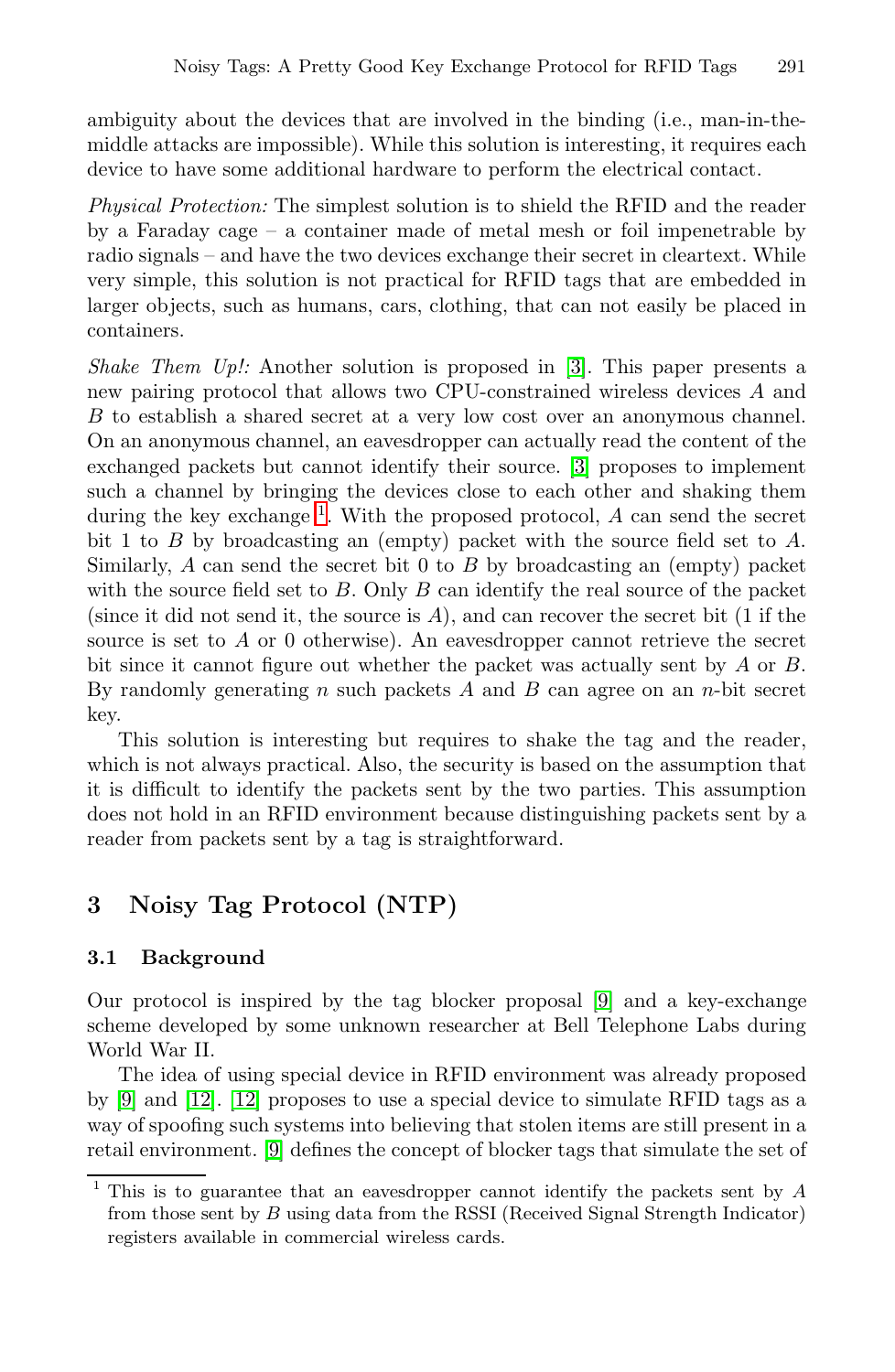ambiguity about the devices that are involved in the binding (i.e., man-in-the-middle attacks are impossible). While this solution is interesting, it requires each device to have some additional hardware to perform the electrical contact.

*Physical Protection:* The simplest solution is to shield the RFID and the reader by a Faraday cage – a container made of metal mesh or foil impenetrable by radio signals – and have the two devices exchange their secret in cleartext. While very simple, this solution is not practical for RFID tags that are embedded in larger objects, such as humans, cars, clothing, that can not easily be placed in containers.

*Shake Them Up!:* Another solution is proposed in [3]. This paper presents a new pairing protocol that allows two CPU-constrained wireless devices $A$ and $B$ to establish a shared secret at a very low cost over an anonymous channel. On an anonymous channel, an eavesdropper can actually read the content of the exchanged packets but cannot identify their source. [3] proposes to implement such a channel by bringing the devices close to each other and shaking them during the key exchange [1]. With the proposed protocol, $A$ can send the secret bit 1 to $B$ by broadcasting an (empty) packet with the source field set to $A$. Similarly, $A$ can send the secret bit 0 to $B$ by broadcasting an (empty) packet with the source field set to $B$. Only $B$ can identify the real source of the packet (since it did not send it, the source is $A$), and can recover the secret bit (1 if the source is set to $A$ or 0 otherwise). An eavesdropper cannot retrieve the secret bit since it cannot figure out whether the packet was actually sent by $A$ or $B$. By randomly generating $n$ such packets $A$ and $B$ can agree on an $n$-bit secret key.

This solution is interesting but requires to shake the tag and the reader, which is not always practical. Also, the security is based on the assumption that it is difficult to identify the packets sent by the two parties. This assumption does not hold in an RFID environment because distinguishing packets sent by a reader from packets sent by a tag is straightforward.

## 3 Noisy Tag Protocol (NTP)

### 3.1 Background

Our protocol is inspired by the tag blocker proposal [9] and a key-exchange scheme developed by some unknown researcher at Bell Telephone Labs during World War II.

The idea of using special device in RFID environment was already proposed by [9] and [12]. [12] proposes to use a special device to simulate RFID tags as a way of spoofing such systems into believing that stolen items are still present in a retail environment. [9] defines the concept of blocker tags that simulate the set of

[1] This is to guarantee that an eavesdropper cannot identify the packets sent by $A$ from those sent by $B$ using data from the RSSI (Received Signal Strength Indicator) registers available in commercial wireless cards.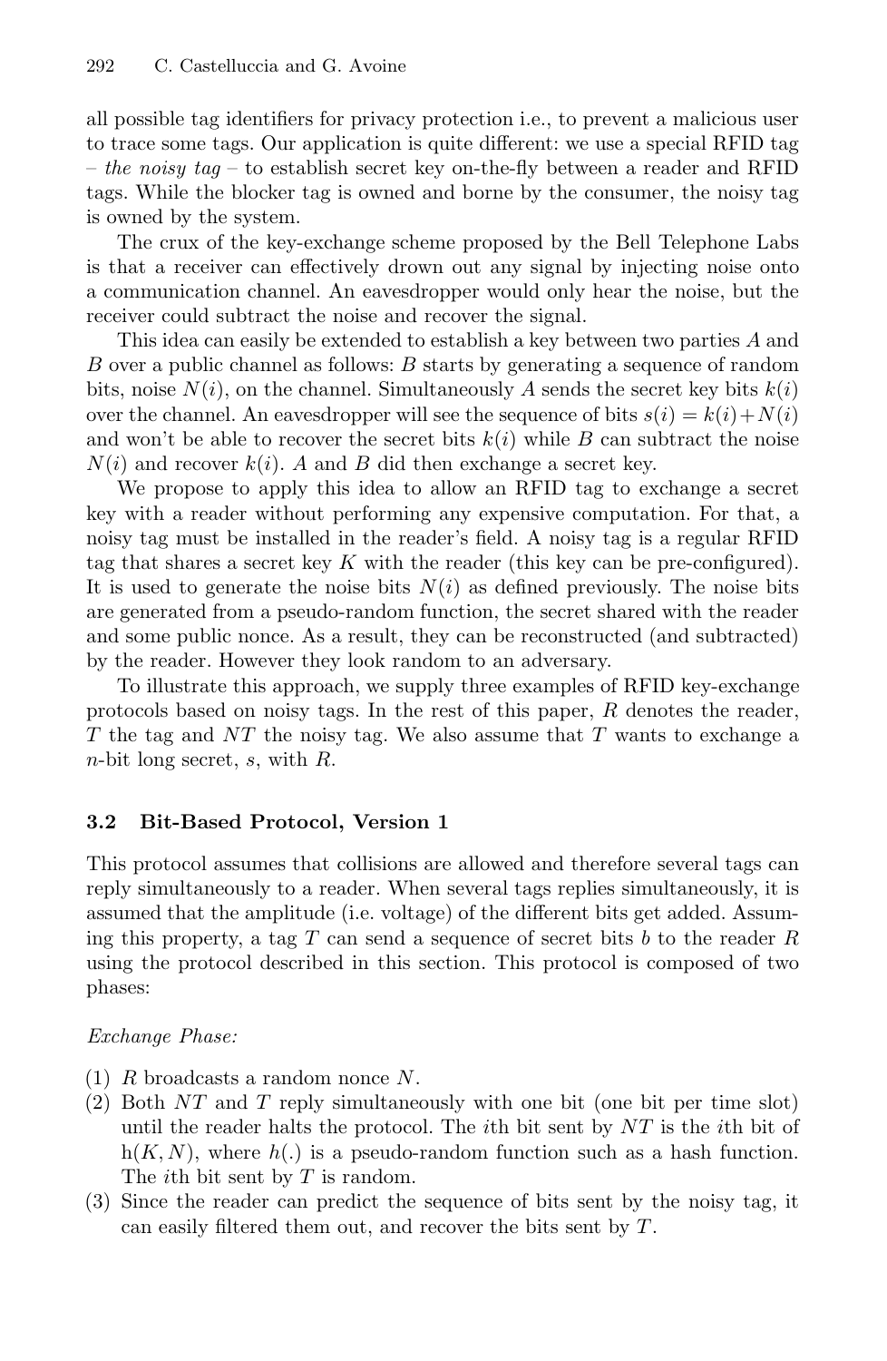all possible tag identifiers for privacy protection i.e., to prevent a malicious user to trace some tags. Our application is quite different: we use a special RFID tag – *the noisy tag* – to establish secret key on-the-fly between a reader and RFID tags. While the blocker tag is owned and borne by the consumer, the noisy tag is owned by the system.

The crux of the key-exchange scheme proposed by the Bell Telephone Labs is that a receiver can effectively drown out any signal by injecting noise onto a communication channel. An eavesdropper would only hear the noise, but the receiver could subtract the noise and recover the signal.

This idea can easily be extended to establish a key between two parties $A$ and $B$ over a public channel as follows: $B$ starts by generating a sequence of random bits, noise $N(i)$, on the channel. Simultaneously $A$ sends the secret key bits $k(i)$ over the channel. An eavesdropper will see the sequence of bits $s(i) = k(i) + N(i)$ and won't be able to recover the secret bits $k(i)$ while $B$ can subtract the noise $N(i)$ and recover $k(i)$. $A$ and $B$ did then exchange a secret key.

We propose to apply this idea to allow an RFID tag to exchange a secret key with a reader without performing any expensive computation. For that, a noisy tag must be installed in the reader's field. A noisy tag is a regular RFID tag that shares a secret key $K$ with the reader (this key can be pre-configured). It is used to generate the noise bits $N(i)$ as defined previously. The noise bits are generated from a pseudo-random function, the secret shared with the reader and some public nonce. As a result, they can be reconstructed (and subtracted) by the reader. However they look random to an adversary.

To illustrate this approach, we supply three examples of RFID key-exchange protocols based on noisy tags. In the rest of this paper, $R$ denotes the reader, $T$ the tag and $NT$ the noisy tag. We also assume that $T$ wants to exchange a $n$-bit long secret, $s$, with $R$.

### 3.2 Bit-Based Protocol, Version 1

This protocol assumes that collisions are allowed and therefore several tags can reply simultaneously to a reader. When several tags replies simultaneously, it is assumed that the amplitude (i.e. voltage) of the different bits get added. Assuming this property, a tag $T$ can send a sequence of secret bits $b$ to the reader $R$ using the protocol described in this section. This protocol is composed of two phases:

*Exchange Phase:*

(1) $R$ broadcasts a random nonce $N$.
(2) Both $NT$ and $T$ reply simultaneously with one bit (one bit per time slot) until the reader halts the protocol. The $i$th bit sent by $NT$ is the $i$th bit of $\mathrm{h}(K, N)$, where $h(.)$ is a pseudo-random function such as a hash function. The $i$th bit sent by $T$ is random.
(3) Since the reader can predict the sequence of bits sent by the noisy tag, it can easily filtered them out, and recover the bits sent by $T$.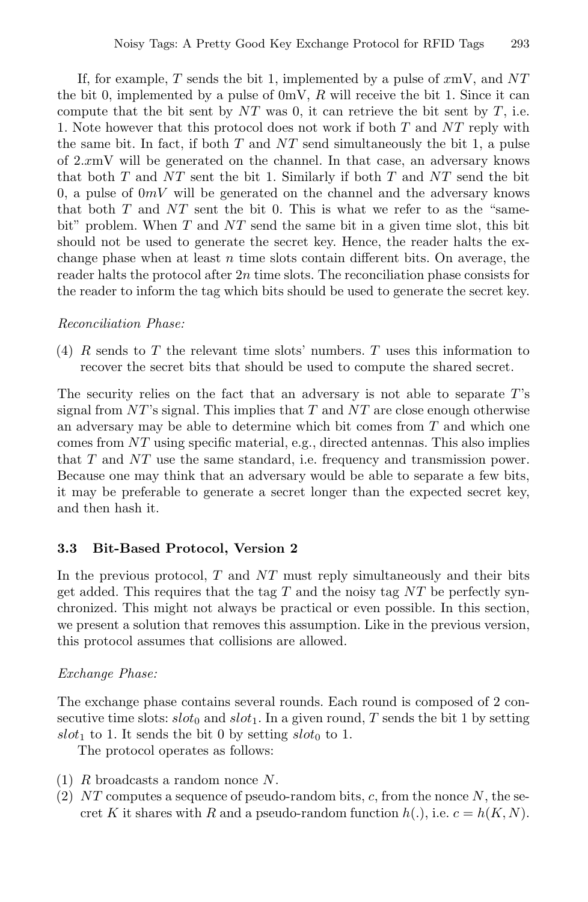If, for example, $T$ sends the bit 1, implemented by a pulse of $x$mV, and $NT$ the bit 0, implemented by a pulse of 0mV, $R$ will receive the bit 1. Since it can compute that the bit sent by $NT$ was 0, it can retrieve the bit sent by $T$, i.e. 1. Note however that this protocol does not work if both $T$ and $NT$ reply with the same bit. In fact, if both $T$ and $NT$ send simultaneously the bit 1, a pulse of $2.x$mV will be generated on the channel. In that case, an adversary knows that both $T$ and $NT$ sent the bit 1. Similarly if both $T$ and $NT$ send the bit 0, a pulse of $0mV$ will be generated on the channel and the adversary knows that both $T$ and $NT$ sent the bit 0. This is what we refer to as the "same-bit" problem. When $T$ and $NT$ send the same bit in a given time slot, this bit should not be used to generate the secret key. Hence, the reader halts the exchange phase when at least $n$ time slots contain different bits. On average, the reader halts the protocol after $2n$ time slots. The reconciliation phase consists for the reader to inform the tag which bits should be used to generate the secret key.

*Reconciliation Phase:*

(4) $R$ sends to $T$ the relevant time slots' numbers. $T$ uses this information to recover the secret bits that should be used to compute the shared secret.

The security relies on the fact that an adversary is not able to separate $T$'s signal from $NT$'s signal. This implies that $T$ and $NT$ are close enough otherwise an adversary may be able to determine which bit comes from $T$ and which one comes from $NT$ using specific material, e.g., directed antennas. This also implies that $T$ and $NT$ use the same standard, i.e. frequency and transmission power. Because one may think that an adversary would be able to separate a few bits, it may be preferable to generate a secret longer than the expected secret key, and then hash it.

### 3.3 Bit-Based Protocol, Version 2

In the previous protocol, $T$ and $NT$ must reply simultaneously and their bits get added. This requires that the tag $T$ and the noisy tag $NT$ be perfectly synchronized. This might not always be practical or even possible. In this section, we present a solution that removes this assumption. Like in the previous version, this protocol assumes that collisions are allowed.

*Exchange Phase:*

The exchange phase contains several rounds. Each round is composed of 2 consecutive time slots: $slot_0$ and $slot_1$. In a given round, $T$ sends the bit 1 by setting $slot_1$ to 1. It sends the bit 0 by setting $slot_0$ to 1.

The protocol operates as follows:

(1) $R$ broadcasts a random nonce $N$.
(2) $NT$ computes a sequence of pseudo-random bits, $c$, from the nonce $N$, the secret $K$ it shares with $R$ and a pseudo-random function $h(.)$, i.e. $c = h(K, N)$.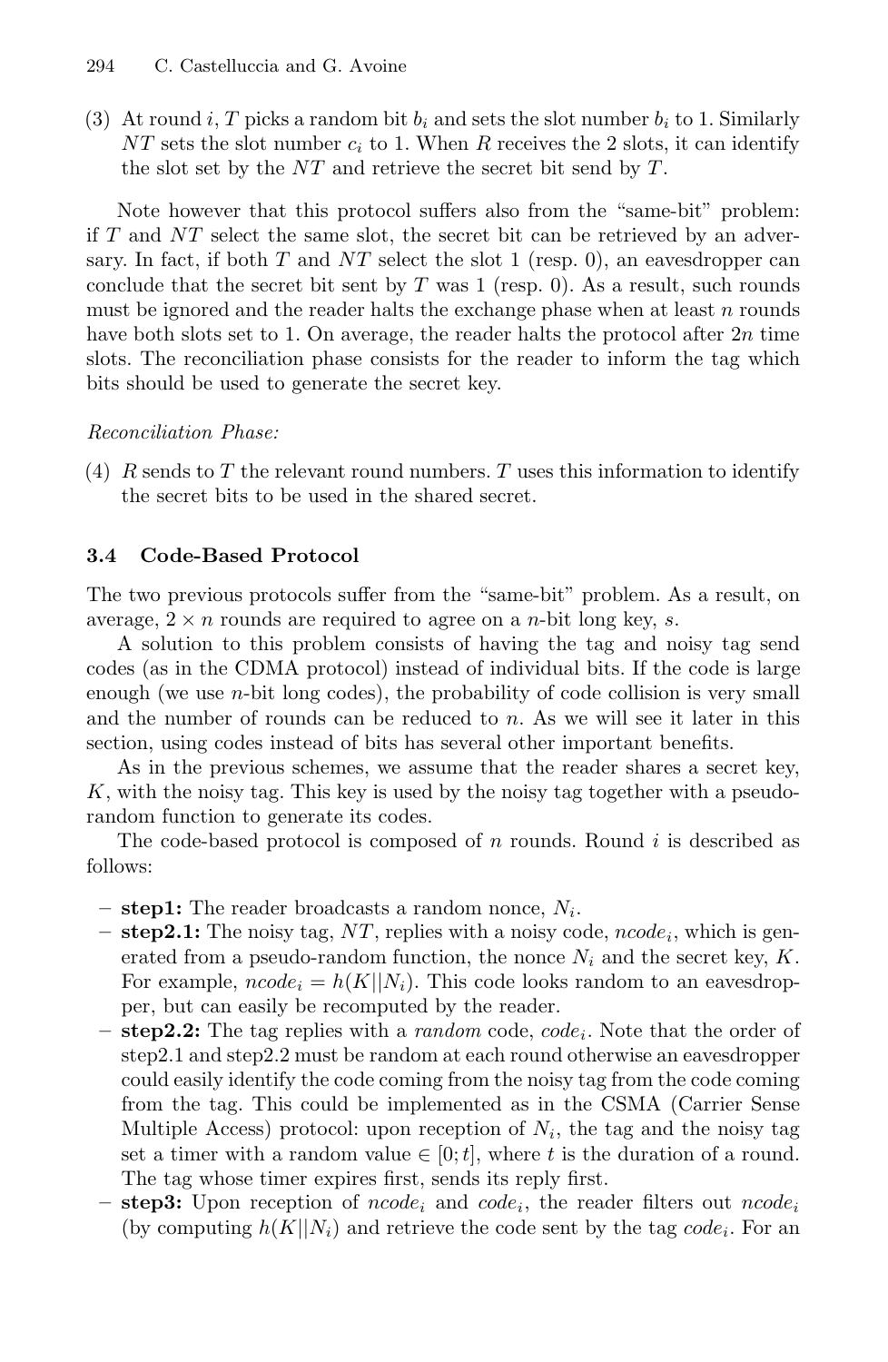(3) At round $i$, $T$ picks a random bit $b_i$ and sets the slot number $b_i$ to 1. Similarly $NT$ sets the slot number $c_i$ to 1. When $R$ receives the 2 slots, it can identify the slot set by the $NT$ and retrieve the secret bit send by $T$.

Note however that this protocol suffers also from the "same-bit" problem: if $T$ and $NT$ select the same slot, the secret bit can be retrieved by an adversary. In fact, if both $T$ and $NT$ select the slot 1 (resp. 0), an eavesdropper can conclude that the secret bit sent by $T$ was 1 (resp. 0). As a result, such rounds must be ignored and the reader halts the exchange phase when at least $n$ rounds have both slots set to 1. On average, the reader halts the protocol after $2n$ time slots. The reconciliation phase consists for the reader to inform the tag which bits should be used to generate the secret key.

*Reconciliation Phase:*

(4) $R$ sends to $T$ the relevant round numbers. $T$ uses this information to identify the secret bits to be used in the shared secret.

### 3.4 Code-Based Protocol

The two previous protocols suffer from the "same-bit" problem. As a result, on average, $2 \times n$ rounds are required to agree on a $n$-bit long key, $s$.

A solution to this problem consists of having the tag and noisy tag send codes (as in the CDMA protocol) instead of individual bits. If the code is large enough (we use $n$-bit long codes), the probability of code collision is very small and the number of rounds can be reduced to $n$. As we will see it later in this section, using codes instead of bits has several other important benefits.

As in the previous schemes, we assume that the reader shares a secret key, $K$, with the noisy tag. This key is used by the noisy tag together with a pseudo-random function to generate its codes.

The code-based protocol is composed of $n$ rounds. Round $i$ is described as follows:

- **step1:** The reader broadcasts a random nonce, $N_i$.
- **step2.1:** The noisy tag, $NT$, replies with a noisy code, $ncode_i$, which is generated from a pseudo-random function, the nonce $N_i$ and the secret key, $K$. For example, $ncode_i = h(K||N_i)$. This code looks random to an eavesdropper, but can easily be recomputed by the reader.
- **step2.2:** The tag replies with a *random* code, $code_i$. Note that the order of step2.1 and step2.2 must be random at each round otherwise an eavesdropper could easily identify the code coming from the noisy tag from the code coming from the tag. This could be implemented as in the CSMA (Carrier Sense Multiple Access) protocol: upon reception of $N_i$, the tag and the noisy tag set a timer with a random value $\in [0;t]$, where $t$ is the duration of a round. The tag whose timer expires first, sends its reply first.
- **step3:** Upon reception of $ncode_i$ and $code_i$, the reader filters out $ncode_i$ (by computing $h(K||N_i)$ and retrieve the code sent by the tag $code_i$. For an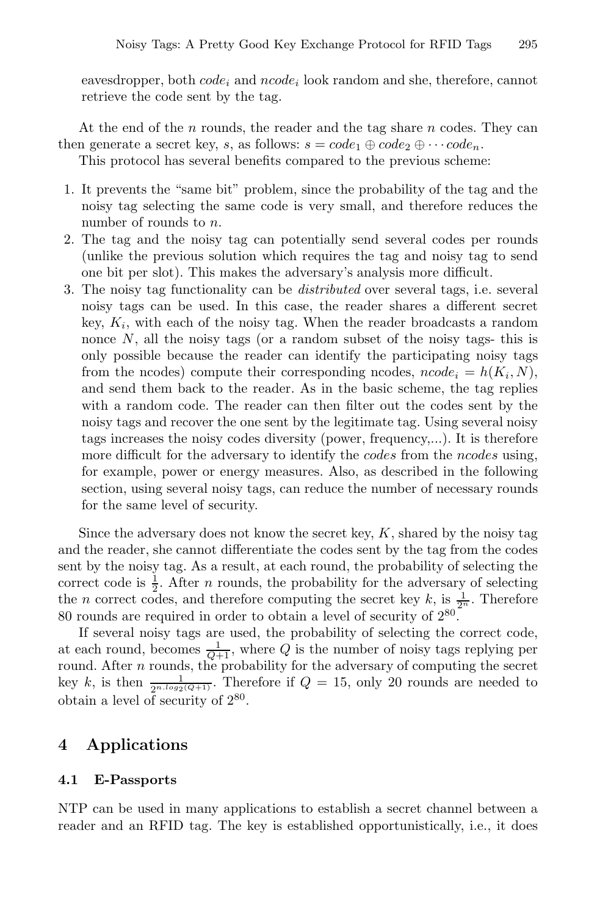eavesdropper, both $code_i$ and $ncode_i$ look random and she, therefore, cannot retrieve the code sent by the tag.

At the end of the $n$ rounds, the reader and the tag share $n$ codes. They can then generate a secret key, $s$, as follows: $s = code_1 \oplus code_2 \oplus \cdots code_n$.

This protocol has several benefits compared to the previous scheme:

1. It prevents the "same bit" problem, since the probability of the tag and the noisy tag selecting the same code is very small, and therefore reduces the number of rounds to $n$.
2. The tag and the noisy tag can potentially send several codes per rounds (unlike the previous solution which requires the tag and noisy tag to send one bit per slot). This makes the adversary's analysis more difficult.
3. The noisy tag functionality can be *distributed* over several tags, i.e. several noisy tags can be used. In this case, the reader shares a different secret key, $K_i$, with each of the noisy tag. When the reader broadcasts a random nonce $N$, all the noisy tags (or a random subset of the noisy tags- this is only possible because the reader can identify the participating noisy tags from the ncodes) compute their corresponding ncodes, $ncode_i = h(K_i, N)$, and send them back to the reader. As in the basic scheme, the tag replies with a random code. The reader can then filter out the codes sent by the noisy tags and recover the one sent by the legitimate tag. Using several noisy tags increases the noisy codes diversity (power, frequency,...). It is therefore more difficult for the adversary to identify the *codes* from the *ncodes* using, for example, power or energy measures. Also, as described in the following section, using several noisy tags, can reduce the number of necessary rounds for the same level of security.

Since the adversary does not know the secret key, $K$, shared by the noisy tag and the reader, she cannot differentiate the codes sent by the tag from the codes sent by the noisy tag. As a result, at each round, the probability of selecting the correct code is $\frac{1}{2}$. After $n$ rounds, the probability for the adversary of selecting the $n$ correct codes, and therefore computing the secret key $k$, is $\frac{1}{2^n}$. Therefore 80 rounds are required in order to obtain a level of security of $2^{80}$.

If several noisy tags are used, the probability of selecting the correct code, at each round, becomes $\frac{1}{Q+1}$, where $Q$ is the number of noisy tags replying per round. After $n$ rounds, the probability for the adversary of computing the secret key $k$, is then $\frac{1}{2^{n.log_2(Q+1)}}$. Therefore if $Q = 15$, only 20 rounds are needed to obtain a level of security of $2^{80}$.

## 4 Applications

### 4.1 E-Passports

NTP can be used in many applications to establish a secret channel between a reader and an RFID tag. The key is established opportunistically, i.e., it does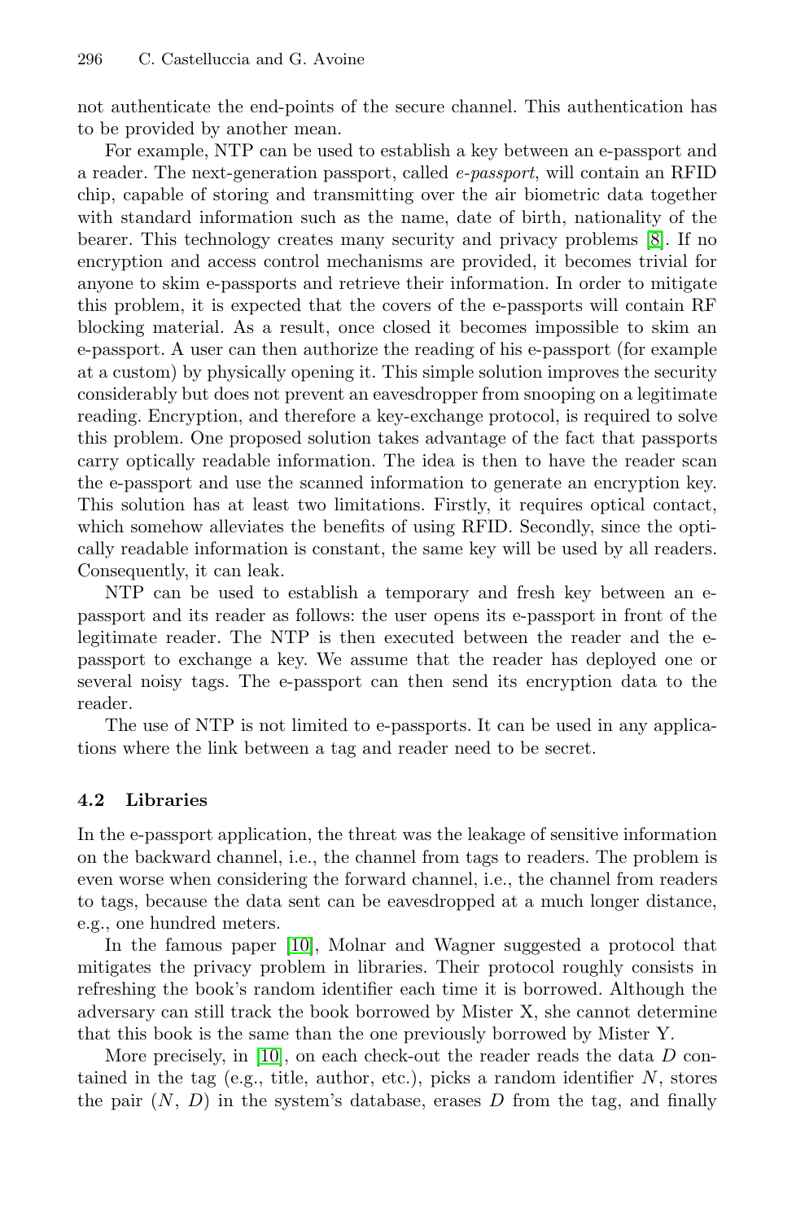not authenticate the end-points of the secure channel. This authentication has to be provided by another mean.

For example, NTP can be used to establish a key between an e-passport and a reader. The next-generation passport, called *e-passport*, will contain an RFID chip, capable of storing and transmitting over the air biometric data together with standard information such as the name, date of birth, nationality of the bearer. This technology creates many security and privacy problems [8]. If no encryption and access control mechanisms are provided, it becomes trivial for anyone to skim e-passports and retrieve their information. In order to mitigate this problem, it is expected that the covers of the e-passports will contain RF blocking material. As a result, once closed it becomes impossible to skim an e-passport. A user can then authorize the reading of his e-passport (for example at a custom) by physically opening it. This simple solution improves the security considerably but does not prevent an eavesdropper from snooping on a legitimate reading. Encryption, and therefore a key-exchange protocol, is required to solve this problem. One proposed solution takes advantage of the fact that passports carry optically readable information. The idea is then to have the reader scan the e-passport and use the scanned information to generate an encryption key. This solution has at least two limitations. Firstly, it requires optical contact, which somehow alleviates the benefits of using RFID. Secondly, since the optically readable information is constant, the same key will be used by all readers. Consequently, it can leak.

NTP can be used to establish a temporary and fresh key between an e-passport and its reader as follows: the user opens its e-passport in front of the legitimate reader. The NTP is then executed between the reader and the e-passport to exchange a key. We assume that the reader has deployed one or several noisy tags. The e-passport can then send its encryption data to the reader.

The use of NTP is not limited to e-passports. It can be used in any applications where the link between a tag and reader need to be secret.

### 4.2 Libraries

In the e-passport application, the threat was the leakage of sensitive information on the backward channel, i.e., the channel from tags to readers. The problem is even worse when considering the forward channel, i.e., the channel from readers to tags, because the data sent can be eavesdropped at a much longer distance, e.g., one hundred meters.

In the famous paper [10], Molnar and Wagner suggested a protocol that mitigates the privacy problem in libraries. Their protocol roughly consists in refreshing the book's random identifier each time it is borrowed. Although the adversary can still track the book borrowed by Mister X, she cannot determine that this book is the same than the one previously borrowed by Mister Y.

More precisely, in [10], on each check-out the reader reads the data $D$ contained in the tag (e.g., title, author, etc.), picks a random identifier $N$, stores the pair ($N$, $D$) in the system's database, erases $D$ from the tag, and finally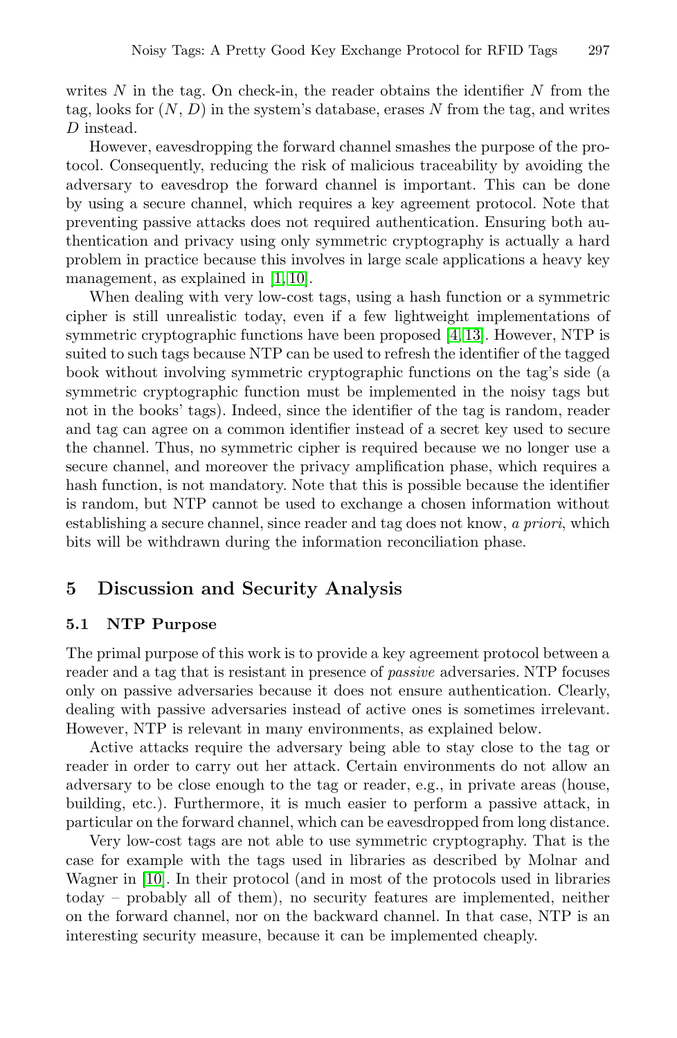writes $N$ in the tag. On check-in, the reader obtains the identifier $N$ from the tag, looks for $(N, D)$ in the system's database, erases $N$ from the tag, and writes $D$ instead.

However, eavesdropping the forward channel smashes the purpose of the protocol. Consequently, reducing the risk of malicious traceability by avoiding the adversary to eavesdrop the forward channel is important. This can be done by using a secure channel, which requires a key agreement protocol. Note that preventing passive attacks does not required authentication. Ensuring both authentication and privacy using only symmetric cryptography is actually a hard problem in practice because this involves in large scale applications a heavy key management, as explained in [1,10].

When dealing with very low-cost tags, using a hash function or a symmetric cipher is still unrealistic today, even if a few lightweight implementations of symmetric cryptographic functions have been proposed [4,13]. However, NTP is suited to such tags because NTP can be used to refresh the identifier of the tagged book without involving symmetric cryptographic functions on the tag's side (a symmetric cryptographic function must be implemented in the noisy tags but not in the books' tags). Indeed, since the identifier of the tag is random, reader and tag can agree on a common identifier instead of a secret key used to secure the channel. Thus, no symmetric cipher is required because we no longer use a secure channel, and moreover the privacy amplification phase, which requires a hash function, is not mandatory. Note that this is possible because the identifier is random, but NTP cannot be used to exchange a chosen information without establishing a secure channel, since reader and tag does not know, *a priori*, which bits will be withdrawn during the information reconciliation phase.

## 5 Discussion and Security Analysis

### 5.1 NTP Purpose

The primal purpose of this work is to provide a key agreement protocol between a reader and a tag that is resistant in presence of *passive* adversaries. NTP focuses only on passive adversaries because it does not ensure authentication. Clearly, dealing with passive adversaries instead of active ones is sometimes irrelevant. However, NTP is relevant in many environments, as explained below.

Active attacks require the adversary being able to stay close to the tag or reader in order to carry out her attack. Certain environments do not allow an adversary to be close enough to the tag or reader, e.g., in private areas (house, building, etc.). Furthermore, it is much easier to perform a passive attack, in particular on the forward channel, which can be eavesdropped from long distance.

Very low-cost tags are not able to use symmetric cryptography. That is the case for example with the tags used in libraries as described by Molnar and Wagner in [10]. In their protocol (and in most of the protocols used in libraries today – probably all of them), no security features are implemented, neither on the forward channel, nor on the backward channel. In that case, NTP is an interesting security measure, because it can be implemented cheaply.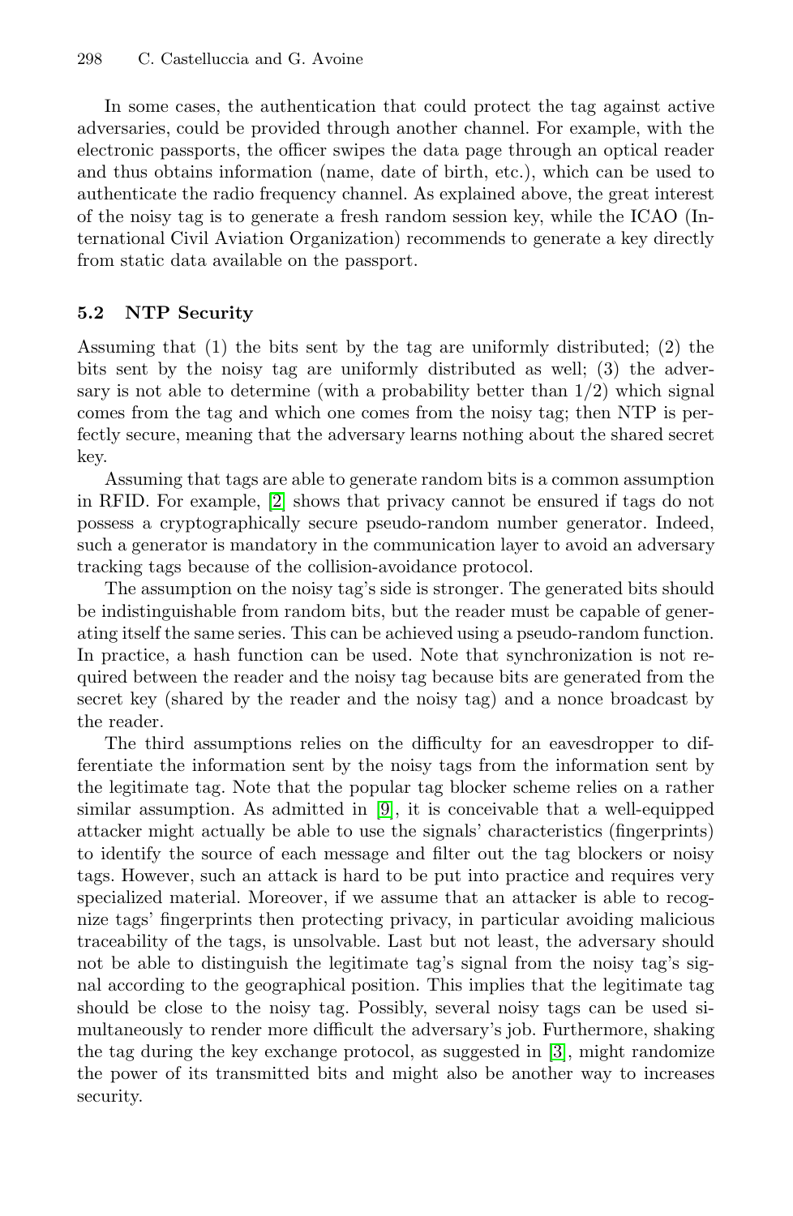In some cases, the authentication that could protect the tag against active adversaries, could be provided through another channel. For example, with the electronic passports, the officer swipes the data page through an optical reader and thus obtains information (name, date of birth, etc.), which can be used to authenticate the radio frequency channel. As explained above, the great interest of the noisy tag is to generate a fresh random session key, while the ICAO (International Civil Aviation Organization) recommends to generate a key directly from static data available on the passport.

### 5.2 NTP Security

Assuming that (1) the bits sent by the tag are uniformly distributed; (2) the bits sent by the noisy tag are uniformly distributed as well; (3) the adversary is not able to determine (with a probability better than $1/2$) which signal comes from the tag and which one comes from the noisy tag; then NTP is perfectly secure, meaning that the adversary learns nothing about the shared secret key.

Assuming that tags are able to generate random bits is a common assumption in RFID. For example, [2] shows that privacy cannot be ensured if tags do not possess a cryptographically secure pseudo-random number generator. Indeed, such a generator is mandatory in the communication layer to avoid an adversary tracking tags because of the collision-avoidance protocol.

The assumption on the noisy tag's side is stronger. The generated bits should be indistinguishable from random bits, but the reader must be capable of generating itself the same series. This can be achieved using a pseudo-random function. In practice, a hash function can be used. Note that synchronization is not required between the reader and the noisy tag because bits are generated from the secret key (shared by the reader and the noisy tag) and a nonce broadcast by the reader.

The third assumptions relies on the difficulty for an eavesdropper to differentiate the information sent by the noisy tags from the information sent by the legitimate tag. Note that the popular tag blocker scheme relies on a rather similar assumption. As admitted in [9], it is conceivable that a well-equipped attacker might actually be able to use the signals' characteristics (fingerprints) to identify the source of each message and filter out the tag blockers or noisy tags. However, such an attack is hard to be put into practice and requires very specialized material. Moreover, if we assume that an attacker is able to recognize tags' fingerprints then protecting privacy, in particular avoiding malicious traceability of the tags, is unsolvable. Last but not least, the adversary should not be able to distinguish the legitimate tag's signal from the noisy tag's signal according to the geographical position. This implies that the legitimate tag should be close to the noisy tag. Possibly, several noisy tags can be used simultaneously to render more difficult the adversary's job. Furthermore, shaking the tag during the key exchange protocol, as suggested in [3], might randomize the power of its transmitted bits and might also be another way to increases security.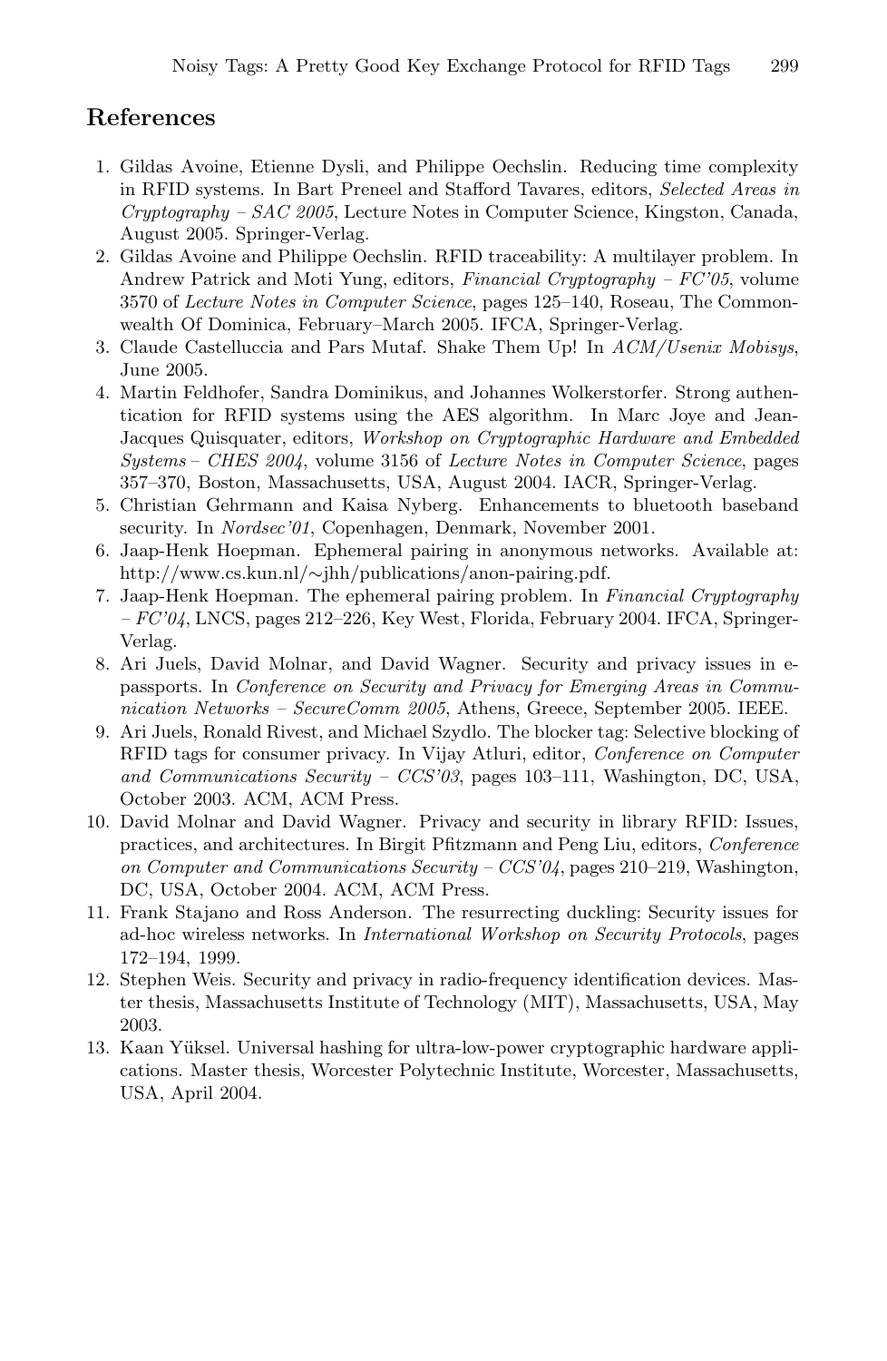## References

1. Gildas Avoine, Etienne Dysli, and Philippe Oechslin. Reducing time complexity in RFID systems. In Bart Preneel and Stafford Tavares, editors, *Selected Areas in Cryptography – SAC 2005*, Lecture Notes in Computer Science, Kingston, Canada, August 2005. Springer-Verlag.
2. Gildas Avoine and Philippe Oechslin. RFID traceability: A multilayer problem. In Andrew Patrick and Moti Yung, editors, *Financial Cryptography – FC'05*, volume 3570 of *Lecture Notes in Computer Science*, pages 125–140, Roseau, The Commonwealth Of Dominica, February–March 2005. IFCA, Springer-Verlag.
3. Claude Castelluccia and Pars Mutaf. Shake Them Up! In *ACM/Usenix Mobisys*, June 2005.
4. Martin Feldhofer, Sandra Dominikus, and Johannes Wolkerstorfer. Strong authentication for RFID systems using the AES algorithm. In Marc Joye and Jean-Jacques Quisquater, editors, *Workshop on Cryptographic Hardware and Embedded Systems – CHES 2004*, volume 3156 of *Lecture Notes in Computer Science*, pages 357–370, Boston, Massachusetts, USA, August 2004. IACR, Springer-Verlag.
5. Christian Gehrmann and Kaisa Nyberg. Enhancements to bluetooth baseband security. In *Nordsec'01*, Copenhagen, Denmark, November 2001.
6. Jaap-Henk Hoepman. Ephemeral pairing in anonymous networks. Available at: http://www.cs.kun.nl/∼jhh/publications/anon-pairing.pdf.
7. Jaap-Henk Hoepman. The ephemeral pairing problem. In *Financial Cryptography – FC'04*, LNCS, pages 212–226, Key West, Florida, February 2004. IFCA, Springer-Verlag.
8. Ari Juels, David Molnar, and David Wagner. Security and privacy issues in e-passports. In *Conference on Security and Privacy for Emerging Areas in Communication Networks – SecureComm 2005*, Athens, Greece, September 2005. IEEE.
9. Ari Juels, Ronald Rivest, and Michael Szydlo. The blocker tag: Selective blocking of RFID tags for consumer privacy. In Vijay Atluri, editor, *Conference on Computer and Communications Security – CCS'03*, pages 103–111, Washington, DC, USA, October 2003. ACM, ACM Press.
10. David Molnar and David Wagner. Privacy and security in library RFID: Issues, practices, and architectures. In Birgit Pfitzmann and Peng Liu, editors, *Conference on Computer and Communications Security – CCS'04*, pages 210–219, Washington, DC, USA, October 2004. ACM, ACM Press.
11. Frank Stajano and Ross Anderson. The resurrecting duckling: Security issues for ad-hoc wireless networks. In *International Workshop on Security Protocols*, pages 172–194, 1999.
12. Stephen Weis. Security and privacy in radio-frequency identification devices. Master thesis, Massachusetts Institute of Technology (MIT), Massachusetts, USA, May 2003.
13. Kaan Yüksel. Universal hashing for ultra-low-power cryptographic hardware applications. Master thesis, Worcester Polytechnic Institute, Worcester, Massachusetts, USA, April 2004.